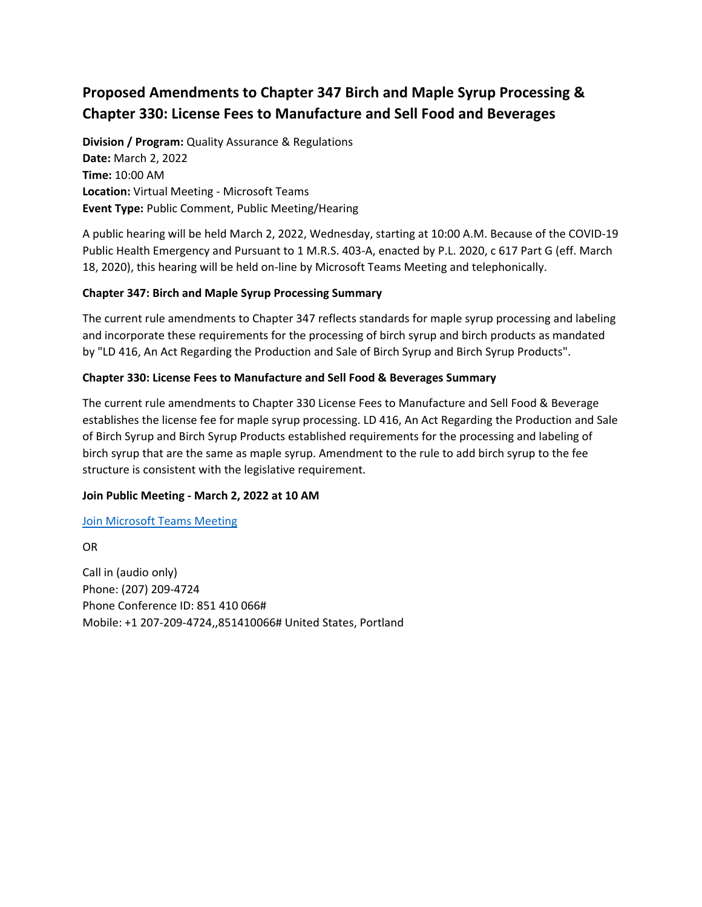# Proposed Amendments to Chapter 347 Birch and Maple Syrup Processing & Chapter 330: License Fees to Manufacture and Sell Food and Beverages

**Division / Program:** Quality Assurance & Regulations
**Date:** March 2, 2022
**Time:** 10:00 AM
**Location:** Virtual Meeting - Microsoft Teams
**Event Type:** Public Comment, Public Meeting/Hearing

A public hearing will be held March 2, 2022, Wednesday, starting at 10:00 A.M. Because of the COVID-19 Public Health Emergency and Pursuant to 1 M.R.S. 403-A, enacted by P.L. 2020, c 617 Part G (eff. March 18, 2020), this hearing will be held on-line by Microsoft Teams Meeting and telephonically.

**Chapter 347: Birch and Maple Syrup Processing Summary**

The current rule amendments to Chapter 347 reflects standards for maple syrup processing and labeling and incorporate these requirements for the processing of birch syrup and birch products as mandated by "LD 416, An Act Regarding the Production and Sale of Birch Syrup and Birch Syrup Products".

**Chapter 330: License Fees to Manufacture and Sell Food & Beverages Summary**

The current rule amendments to Chapter 330 License Fees to Manufacture and Sell Food & Beverage establishes the license fee for maple syrup processing. LD 416, An Act Regarding the Production and Sale of Birch Syrup and Birch Syrup Products established requirements for the processing and labeling of birch syrup that are the same as maple syrup. Amendment to the rule to add birch syrup to the fee structure is consistent with the legislative requirement.

**Join Public Meeting - March 2, 2022 at 10 AM**

Join Microsoft Teams Meeting

OR

Call in (audio only)
Phone: (207) 209-4724
Phone Conference ID: 851 410 066#
Mobile: +1 207-209-4724,,851410066# United States, Portland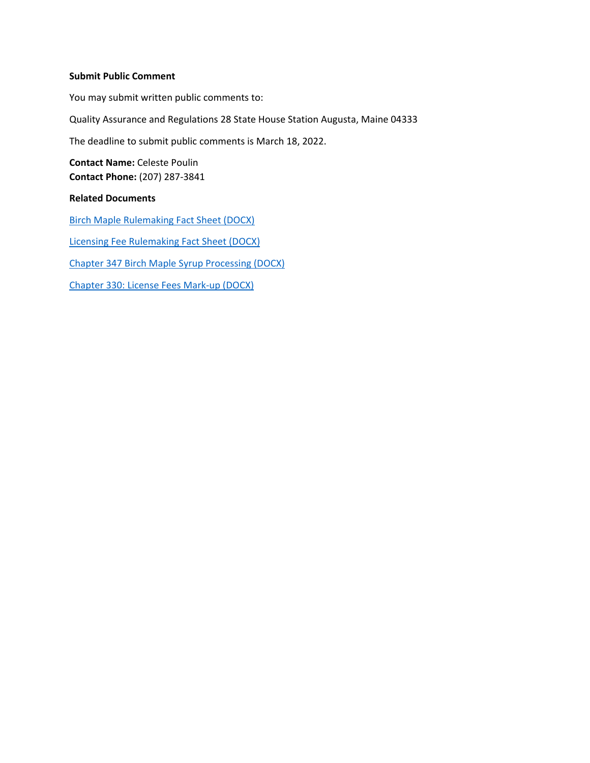**Submit Public Comment**

You may submit written public comments to:

Quality Assurance and Regulations 28 State House Station Augusta, Maine 04333

The deadline to submit public comments is March 18, 2022.

**Contact Name:** Celeste Poulin
**Contact Phone:** (207) 287-3841

**Related Documents**

Birch Maple Rulemaking Fact Sheet (DOCX)

Licensing Fee Rulemaking Fact Sheet (DOCX)

Chapter 347 Birch Maple Syrup Processing (DOCX)

Chapter 330: License Fees Mark-up (DOCX)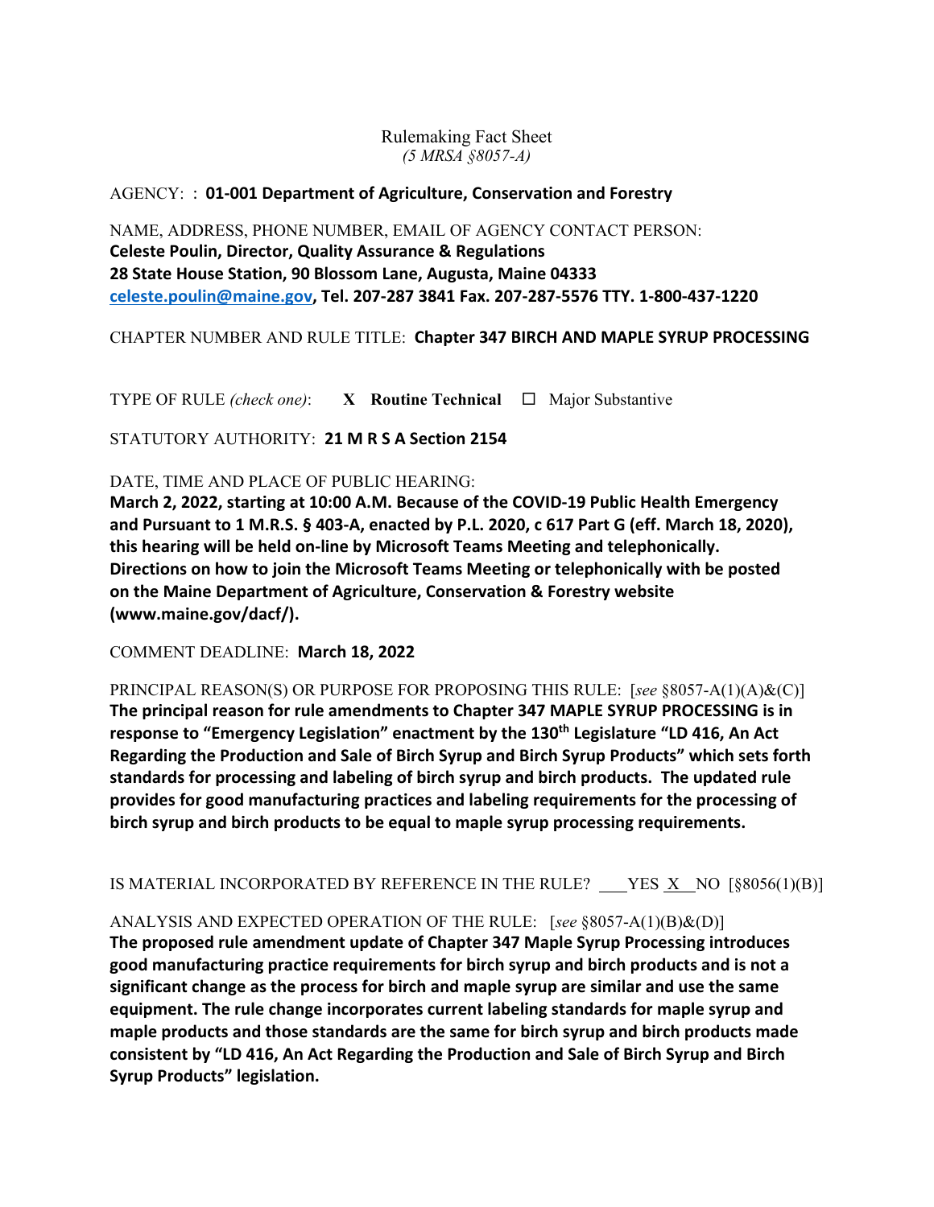Rulemaking Fact Sheet
*(5 MRSA §8057-A)*

AGENCY: : **01-001 Department of Agriculture, Conservation and Forestry**

NAME, ADDRESS, PHONE NUMBER, EMAIL OF AGENCY CONTACT PERSON:
**Celeste Poulin, Director, Quality Assurance & Regulations**
**28 State House Station, 90 Blossom Lane, Augusta, Maine 04333**
**celeste.poulin@maine.gov, Tel. 207-287 3841 Fax. 207-287-5576 TTY. 1-800-437-1220**

CHAPTER NUMBER AND RULE TITLE: **Chapter 347 BIRCH AND MAPLE SYRUP PROCESSING**

TYPE OF RULE *(check one)*: **X Routine Technical** ☐ Major Substantive

STATUTORY AUTHORITY: **21 M R S A Section 2154**

DATE, TIME AND PLACE OF PUBLIC HEARING:
**March 2, 2022, starting at 10:00 A.M. Because of the COVID-19 Public Health Emergency and Pursuant to 1 M.R.S. § 403-A, enacted by P.L. 2020, c 617 Part G (eff. March 18, 2020), this hearing will be held on-line by Microsoft Teams Meeting and telephonically. Directions on how to join the Microsoft Teams Meeting or telephonically with be posted on the Maine Department of Agriculture, Conservation & Forestry website (www.maine.gov/dacf/).**

COMMENT DEADLINE: **March 18, 2022**

PRINCIPAL REASON(S) OR PURPOSE FOR PROPOSING THIS RULE: [*see* §8057-A(1)(A)&(C)]
**The principal reason for rule amendments to Chapter 347 MAPLE SYRUP PROCESSING is in response to "Emergency Legislation" enactment by the 130th Legislature "LD 416, An Act Regarding the Production and Sale of Birch Syrup and Birch Syrup Products" which sets forth standards for processing and labeling of birch syrup and birch products. The updated rule provides for good manufacturing practices and labeling requirements for the processing of birch syrup and birch products to be equal to maple syrup processing requirements.**

IS MATERIAL INCORPORATED BY REFERENCE IN THE RULE? ___YES _X_ NO [§8056(1)(B)]

ANALYSIS AND EXPECTED OPERATION OF THE RULE: [*see* §8057-A(1)(B)&(D)]
**The proposed rule amendment update of Chapter 347 Maple Syrup Processing introduces good manufacturing practice requirements for birch syrup and birch products and is not a significant change as the process for birch and maple syrup are similar and use the same equipment. The rule change incorporates current labeling standards for maple syrup and maple products and those standards are the same for birch syrup and birch products made consistent by "LD 416, An Act Regarding the Production and Sale of Birch Syrup and Birch Syrup Products" legislation.**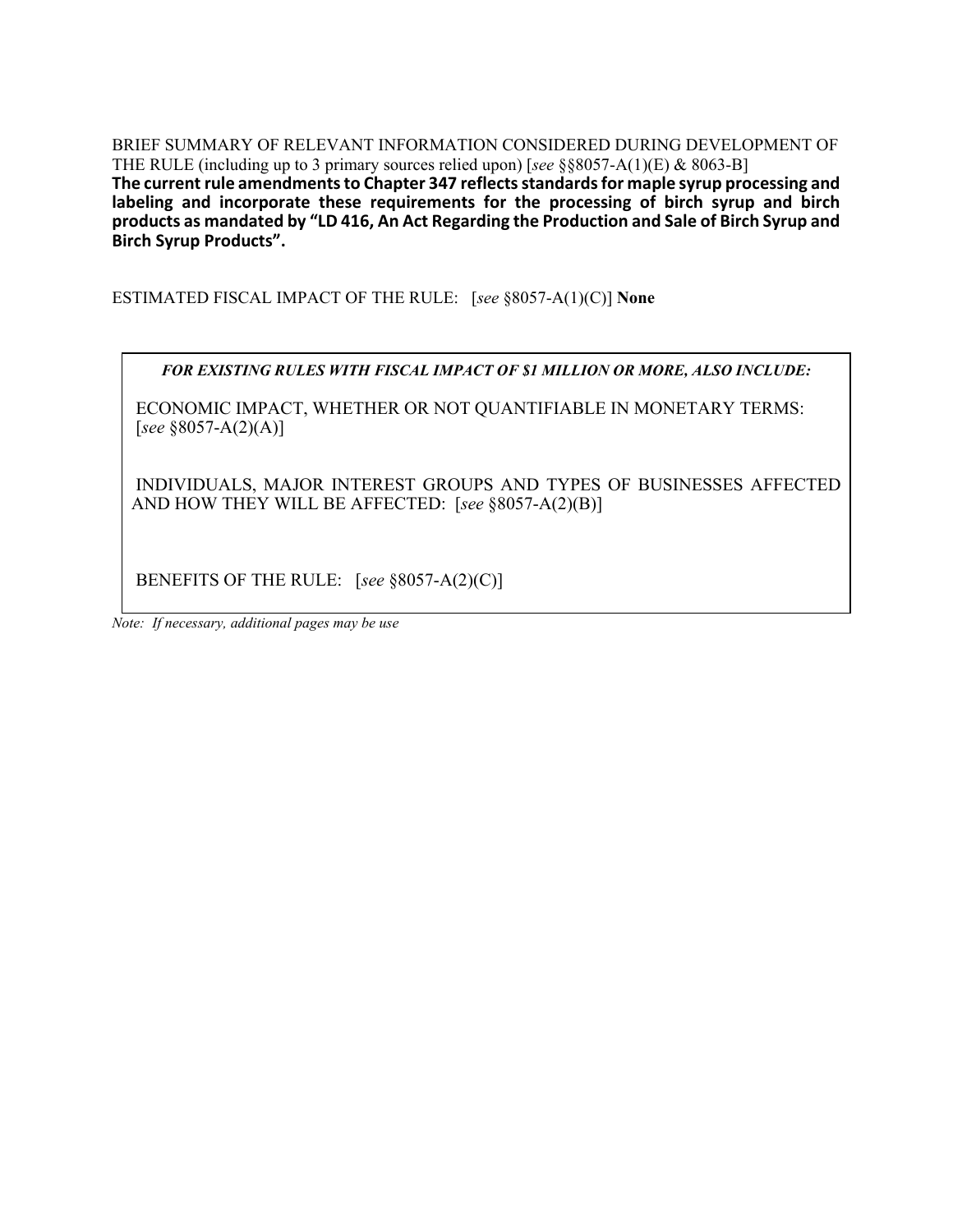BRIEF SUMMARY OF RELEVANT INFORMATION CONSIDERED DURING DEVELOPMENT OF THE RULE (including up to 3 primary sources relied upon) [*see* §§8057-A(1)(E) & 8063-B]

**The current rule amendments to Chapter 347 reflects standards for maple syrup processing and labeling and incorporate these requirements for the processing of birch syrup and birch products as mandated by "LD 416, An Act Regarding the Production and Sale of Birch Syrup and Birch Syrup Products".**

ESTIMATED FISCAL IMPACT OF THE RULE: [*see* §8057-A(1)(C)] **None**

***FOR EXISTING RULES WITH FISCAL IMPACT OF $1 MILLION OR MORE, ALSO INCLUDE:***

ECONOMIC IMPACT, WHETHER OR NOT QUANTIFIABLE IN MONETARY TERMS: [*see* §8057-A(2)(A)]

INDIVIDUALS, MAJOR INTEREST GROUPS AND TYPES OF BUSINESSES AFFECTED AND HOW THEY WILL BE AFFECTED: [*see* §8057-A(2)(B)]

BENEFITS OF THE RULE: [*see* §8057-A(2)(C)]

*Note: If necessary, additional pages may be use*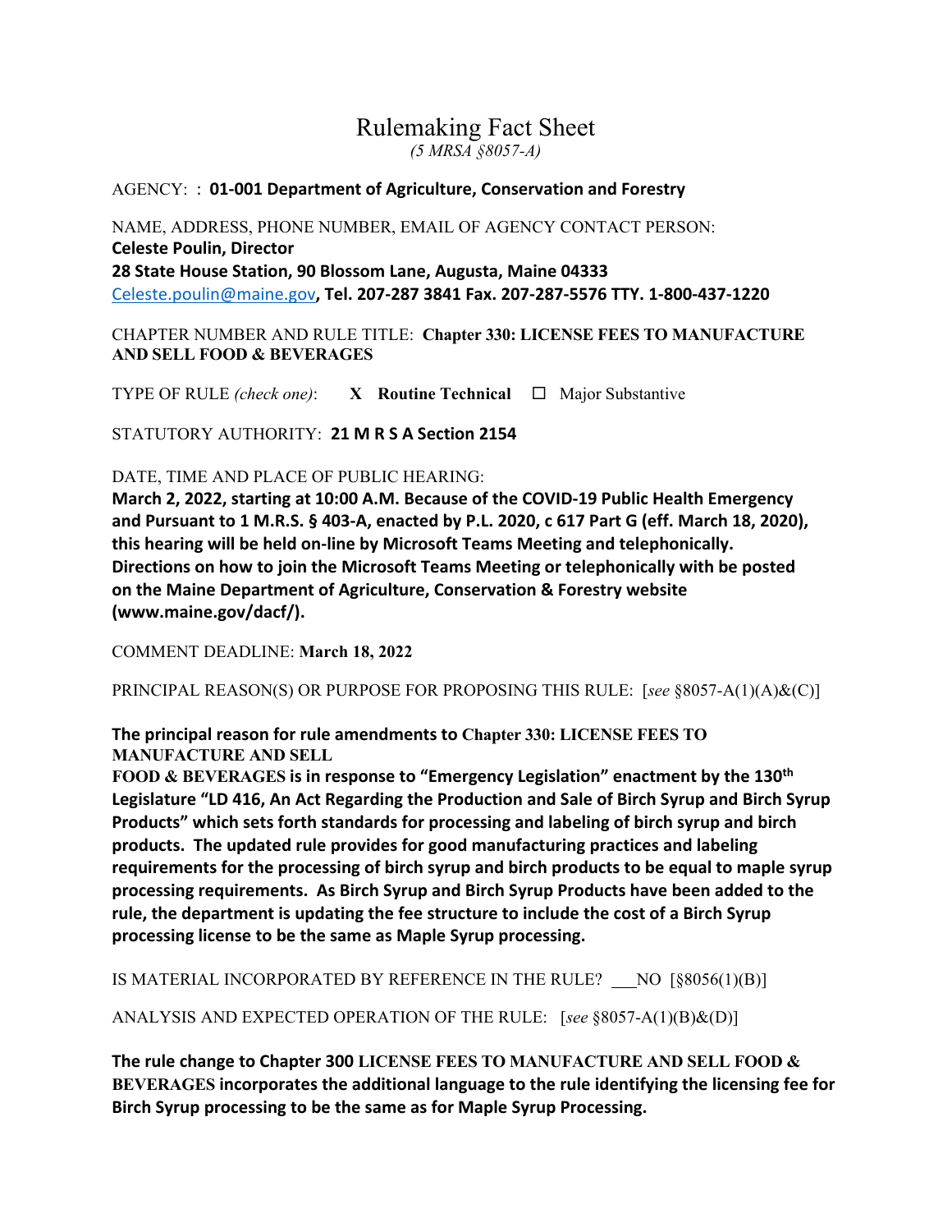# Rulemaking Fact Sheet

*(5 MRSA §8057-A)*

AGENCY: : **01-001 Department of Agriculture, Conservation and Forestry**

NAME, ADDRESS, PHONE NUMBER, EMAIL OF AGENCY CONTACT PERSON:
**Celeste Poulin, Director**
**28 State House Station, 90 Blossom Lane, Augusta, Maine 04333**
Celeste.poulin@maine.gov**, Tel. 207-287 3841 Fax. 207-287-5576 TTY. 1-800-437-1220**

CHAPTER NUMBER AND RULE TITLE: **Chapter 330: LICENSE FEES TO MANUFACTURE AND SELL FOOD & BEVERAGES**

TYPE OF RULE *(check one)*: **X Routine Technical** ☐ Major Substantive

STATUTORY AUTHORITY: **21 M R S A Section 2154**

DATE, TIME AND PLACE OF PUBLIC HEARING:
**March 2, 2022, starting at 10:00 A.M. Because of the COVID-19 Public Health Emergency and Pursuant to 1 M.R.S. § 403-A, enacted by P.L. 2020, c 617 Part G (eff. March 18, 2020), this hearing will be held on-line by Microsoft Teams Meeting and telephonically. Directions on how to join the Microsoft Teams Meeting or telephonically with be posted on the Maine Department of Agriculture, Conservation & Forestry website (www.maine.gov/dacf/).**

COMMENT DEADLINE: **March 18, 2022**

PRINCIPAL REASON(S) OR PURPOSE FOR PROPOSING THIS RULE: [*see* §8057-A(1)(A)&(C)]

**The principal reason for rule amendments to Chapter 330: LICENSE FEES TO MANUFACTURE AND SELL FOOD & BEVERAGES is in response to "Emergency Legislation" enactment by the 130th Legislature "LD 416, An Act Regarding the Production and Sale of Birch Syrup and Birch Syrup Products" which sets forth standards for processing and labeling of birch syrup and birch products. The updated rule provides for good manufacturing practices and labeling requirements for the processing of birch syrup and birch products to be equal to maple syrup processing requirements. As Birch Syrup and Birch Syrup Products have been added to the rule, the department is updating the fee structure to include the cost of a Birch Syrup processing license to be the same as Maple Syrup processing.**

IS MATERIAL INCORPORATED BY REFERENCE IN THE RULE? ___NO [§8056(1)(B)]

ANALYSIS AND EXPECTED OPERATION OF THE RULE: [*see* §8057-A(1)(B)&(D)]

**The rule change to Chapter 300 LICENSE FEES TO MANUFACTURE AND SELL FOOD & BEVERAGES incorporates the additional language to the rule identifying the licensing fee for Birch Syrup processing to be the same as for Maple Syrup Processing.**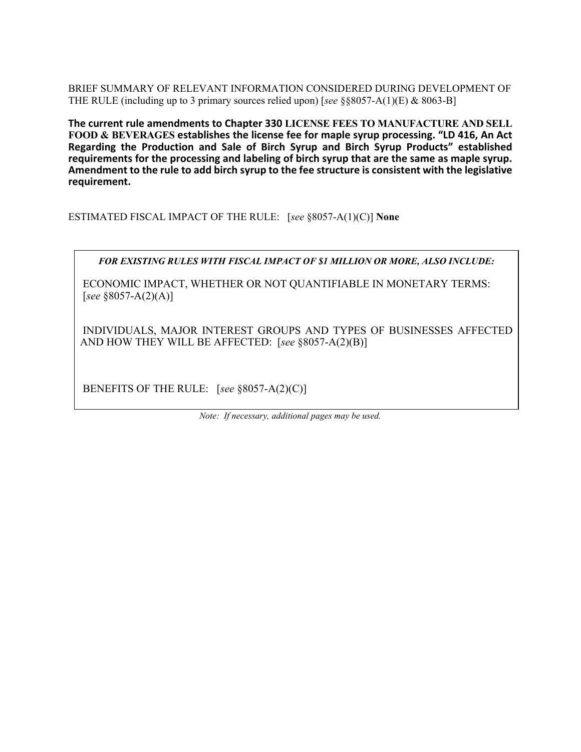BRIEF SUMMARY OF RELEVANT INFORMATION CONSIDERED DURING DEVELOPMENT OF THE RULE (including up to 3 primary sources relied upon) [*see* §§8057-A(1)(E) & 8063-B]

**The current rule amendments to Chapter 330 LICENSE FEES TO MANUFACTURE AND SELL FOOD & BEVERAGES establishes the license fee for maple syrup processing. "LD 416, An Act Regarding the Production and Sale of Birch Syrup and Birch Syrup Products" established requirements for the processing and labeling of birch syrup that are the same as maple syrup. Amendment to the rule to add birch syrup to the fee structure is consistent with the legislative requirement.**

ESTIMATED FISCAL IMPACT OF THE RULE: [*see* §8057-A(1)(C)] **None**

***FOR EXISTING RULES WITH FISCAL IMPACT OF $1 MILLION OR MORE, ALSO INCLUDE:***

ECONOMIC IMPACT, WHETHER OR NOT QUANTIFIABLE IN MONETARY TERMS: [*see* §8057-A(2)(A)]

INDIVIDUALS, MAJOR INTEREST GROUPS AND TYPES OF BUSINESSES AFFECTED AND HOW THEY WILL BE AFFECTED: [*see* §8057-A(2)(B)]

BENEFITS OF THE RULE: [*see* §8057-A(2)(C)]

*Note: If necessary, additional pages may be used.*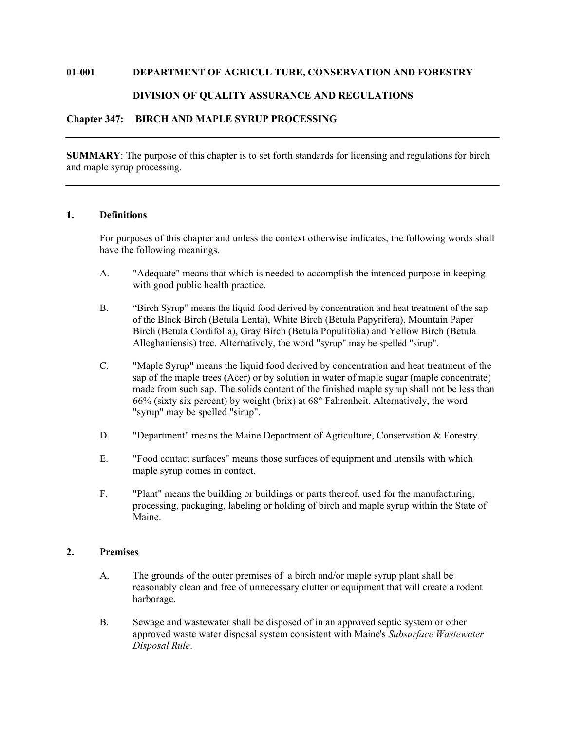**01-001 DEPARTMENT OF AGRICUL TURE, CONSERVATION AND FORESTRY**

**DIVISION OF QUALITY ASSURANCE AND REGULATIONS**

**Chapter 347: BIRCH AND MAPLE SYRUP PROCESSING**

---

**SUMMARY**: The purpose of this chapter is to set forth standards for licensing and regulations for birch and maple syrup processing.

---

## 1. Definitions

For purposes of this chapter and unless the context otherwise indicates, the following words shall have the following meanings.

A. "Adequate" means that which is needed to accomplish the intended purpose in keeping with good public health practice.

B. “Birch Syrup” means the liquid food derived by concentration and heat treatment of the sap of the Black Birch (Betula Lenta), White Birch (Betula Papyrifera), Mountain Paper Birch (Betula Cordifolia), Gray Birch (Betula Populifolia) and Yellow Birch (Betula Alleghaniensis) tree. Alternatively, the word "syrup" may be spelled "sirup".

C. "Maple Syrup" means the liquid food derived by concentration and heat treatment of the sap of the maple trees (Acer) or by solution in water of maple sugar (maple concentrate) made from such sap. The solids content of the finished maple syrup shall not be less than 66% (sixty six percent) by weight (brix) at 68° Fahrenheit. Alternatively, the word "syrup" may be spelled "sirup".

D. "Department" means the Maine Department of Agriculture, Conservation & Forestry.

E. "Food contact surfaces" means those surfaces of equipment and utensils with which maple syrup comes in contact.

F. "Plant" means the building or buildings or parts thereof, used for the manufacturing, processing, packaging, labeling or holding of birch and maple syrup within the State of Maine.

## 2. Premises

A. The grounds of the outer premises of a birch and/or maple syrup plant shall be reasonably clean and free of unnecessary clutter or equipment that will create a rodent harborage.

B. Sewage and wastewater shall be disposed of in an approved septic system or other approved waste water disposal system consistent with Maine's *Subsurface Wastewater Disposal Rule*.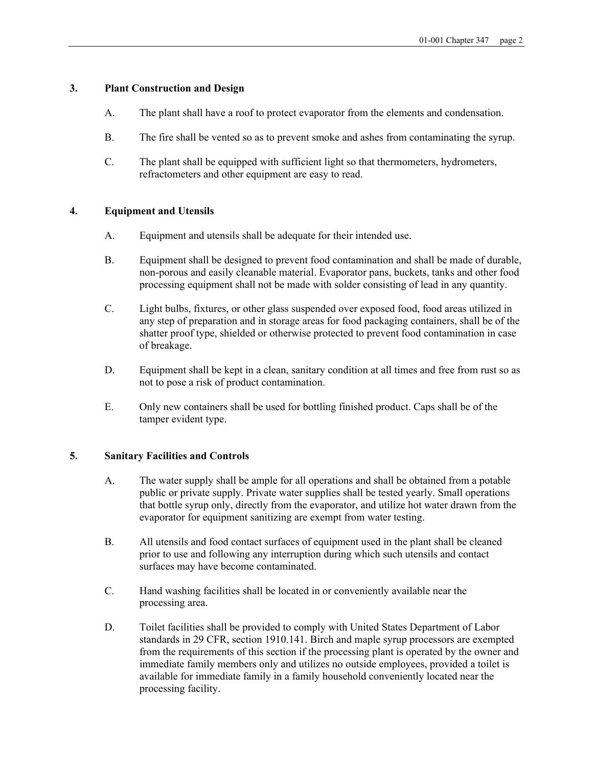## 3. Plant Construction and Design

A. The plant shall have a roof to protect evaporator from the elements and condensation.

B. The fire shall be vented so as to prevent smoke and ashes from contaminating the syrup.

C. The plant shall be equipped with sufficient light so that thermometers, hydrometers, refractometers and other equipment are easy to read.

## 4. Equipment and Utensils

A. Equipment and utensils shall be adequate for their intended use.

B. Equipment shall be designed to prevent food contamination and shall be made of durable, non-porous and easily cleanable material. Evaporator pans, buckets, tanks and other food processing equipment shall not be made with solder consisting of lead in any quantity.

C. Light bulbs, fixtures, or other glass suspended over exposed food, food areas utilized in any step of preparation and in storage areas for food packaging containers, shall be of the shatter proof type, shielded or otherwise protected to prevent food contamination in case of breakage.

D. Equipment shall be kept in a clean, sanitary condition at all times and free from rust so as not to pose a risk of product contamination.

E. Only new containers shall be used for bottling finished product. Caps shall be of the tamper evident type.

## 5. Sanitary Facilities and Controls

A. The water supply shall be ample for all operations and shall be obtained from a potable public or private supply. Private water supplies shall be tested yearly. Small operations that bottle syrup only, directly from the evaporator, and utilize hot water drawn from the evaporator for equipment sanitizing are exempt from water testing.

B. All utensils and food contact surfaces of equipment used in the plant shall be cleaned prior to use and following any interruption during which such utensils and contact surfaces may have become contaminated.

C. Hand washing facilities shall be located in or conveniently available near the processing area.

D. Toilet facilities shall be provided to comply with United States Department of Labor standards in 29 CFR, section 1910.141. Birch and maple syrup processors are exempted from the requirements of this section if the processing plant is operated by the owner and immediate family members only and utilizes no outside employees, provided a toilet is available for immediate family in a family household conveniently located near the processing facility.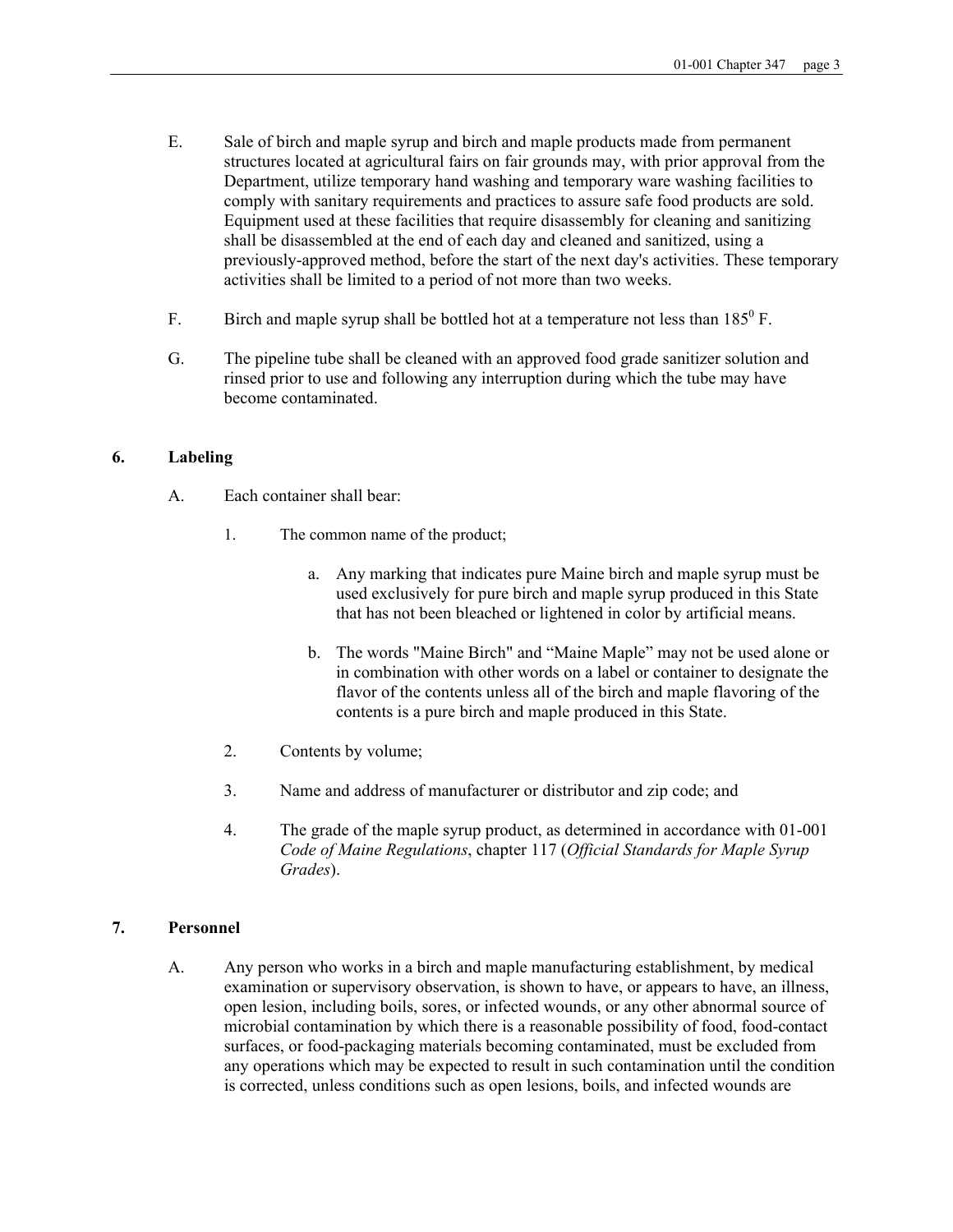E. Sale of birch and maple syrup and birch and maple products made from permanent structures located at agricultural fairs on fair grounds may, with prior approval from the Department, utilize temporary hand washing and temporary ware washing facilities to comply with sanitary requirements and practices to assure safe food products are sold. Equipment used at these facilities that require disassembly for cleaning and sanitizing shall be disassembled at the end of each day and cleaned and sanitized, using a previously-approved method, before the start of the next day's activities. These temporary activities shall be limited to a period of not more than two weeks.

F. Birch and maple syrup shall be bottled hot at a temperature not less than $185^0$ F.

G. The pipeline tube shall be cleaned with an approved food grade sanitizer solution and rinsed prior to use and following any interruption during which the tube may have become contaminated.

## 6. Labeling

A. Each container shall bear:

1. The common name of the product;

   a. Any marking that indicates pure Maine birch and maple syrup must be used exclusively for pure birch and maple syrup produced in this State that has not been bleached or lightened in color by artificial means.

   b. The words "Maine Birch" and "Maine Maple" may not be used alone or in combination with other words on a label or container to designate the flavor of the contents unless all of the birch and maple flavoring of the contents is a pure birch and maple produced in this State.

2. Contents by volume;

3. Name and address of manufacturer or distributor and zip code; and

4. The grade of the maple syrup product, as determined in accordance with 01-001 *Code of Maine Regulations*, chapter 117 (*Official Standards for Maple Syrup Grades*).

## 7. Personnel

A. Any person who works in a birch and maple manufacturing establishment, by medical examination or supervisory observation, is shown to have, or appears to have, an illness, open lesion, including boils, sores, or infected wounds, or any other abnormal source of microbial contamination by which there is a reasonable possibility of food, food-contact surfaces, or food-packaging materials becoming contaminated, must be excluded from any operations which may be expected to result in such contamination until the condition is corrected, unless conditions such as open lesions, boils, and infected wounds are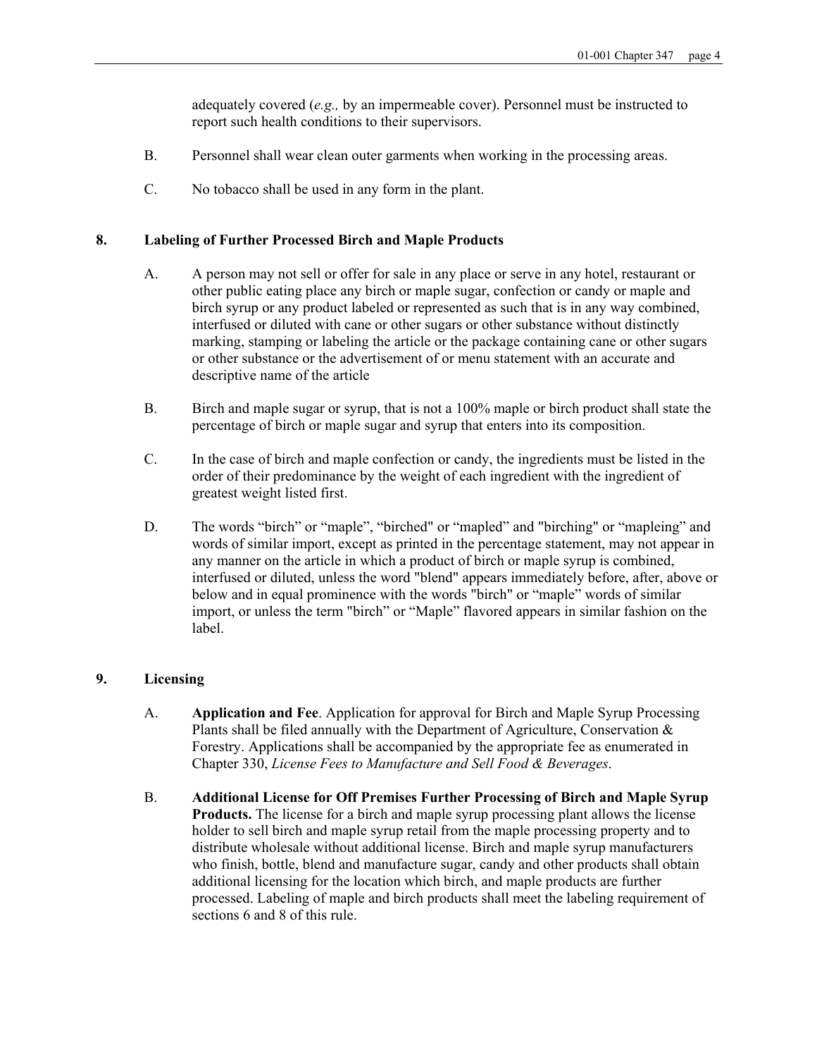adequately covered (*e.g.,* by an impermeable cover). Personnel must be instructed to report such health conditions to their supervisors.

B. Personnel shall wear clean outer garments when working in the processing areas.

C. No tobacco shall be used in any form in the plant.

## 8. Labeling of Further Processed Birch and Maple Products

A. A person may not sell or offer for sale in any place or serve in any hotel, restaurant or other public eating place any birch or maple sugar, confection or candy or maple and birch syrup or any product labeled or represented as such that is in any way combined, interfused or diluted with cane or other sugars or other substance without distinctly marking, stamping or labeling the article or the package containing cane or other sugars or other substance or the advertisement of or menu statement with an accurate and descriptive name of the article

B. Birch and maple sugar or syrup, that is not a 100% maple or birch product shall state the percentage of birch or maple sugar and syrup that enters into its composition.

C. In the case of birch and maple confection or candy, the ingredients must be listed in the order of their predominance by the weight of each ingredient with the ingredient of greatest weight listed first.

D. The words “birch” or “maple”, “birched" or “mapled” and "birching" or “mapleing” and words of similar import, except as printed in the percentage statement, may not appear in any manner on the article in which a product of birch or maple syrup is combined, interfused or diluted, unless the word "blend" appears immediately before, after, above or below and in equal prominence with the words "birch" or “maple” words of similar import, or unless the term "birch” or “Maple” flavored appears in similar fashion on the label.

## 9. Licensing

A. **Application and Fee**. Application for approval for Birch and Maple Syrup Processing Plants shall be filed annually with the Department of Agriculture, Conservation & Forestry. Applications shall be accompanied by the appropriate fee as enumerated in Chapter 330, *License Fees to Manufacture and Sell Food & Beverages*.

B. **Additional License for Off Premises Further Processing of Birch and Maple Syrup Products.** The license for a birch and maple syrup processing plant allows the license holder to sell birch and maple syrup retail from the maple processing property and to distribute wholesale without additional license. Birch and maple syrup manufacturers who finish, bottle, blend and manufacture sugar, candy and other products shall obtain additional licensing for the location which birch, and maple products are further processed. Labeling of maple and birch products shall meet the labeling requirement of sections 6 and 8 of this rule.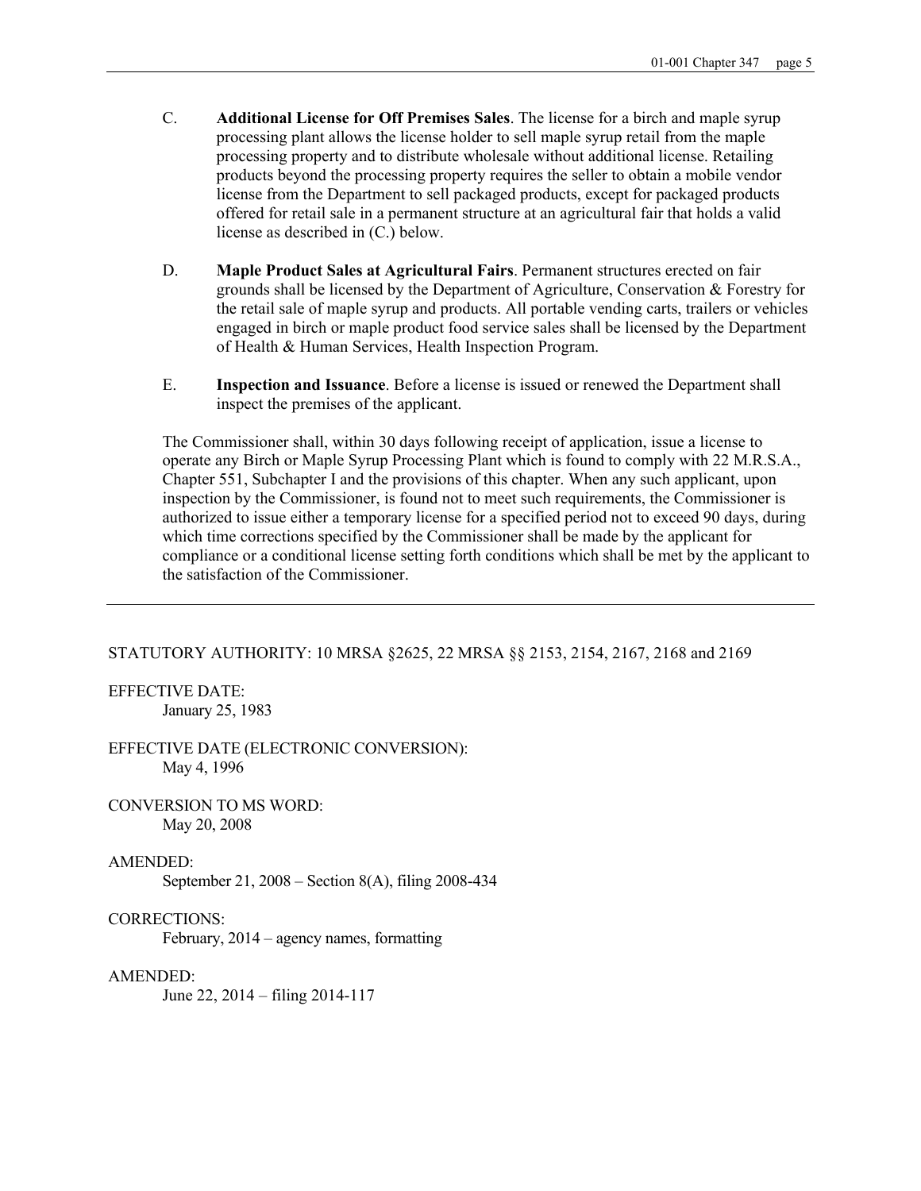C. **Additional License for Off Premises Sales**. The license for a birch and maple syrup processing plant allows the license holder to sell maple syrup retail from the maple processing property and to distribute wholesale without additional license. Retailing products beyond the processing property requires the seller to obtain a mobile vendor license from the Department to sell packaged products, except for packaged products offered for retail sale in a permanent structure at an agricultural fair that holds a valid license as described in (C.) below.

D. **Maple Product Sales at Agricultural Fairs**. Permanent structures erected on fair grounds shall be licensed by the Department of Agriculture, Conservation & Forestry for the retail sale of maple syrup and products. All portable vending carts, trailers or vehicles engaged in birch or maple product food service sales shall be licensed by the Department of Health & Human Services, Health Inspection Program.

E. **Inspection and Issuance**. Before a license is issued or renewed the Department shall inspect the premises of the applicant.

The Commissioner shall, within 30 days following receipt of application, issue a license to operate any Birch or Maple Syrup Processing Plant which is found to comply with 22 M.R.S.A., Chapter 551, Subchapter I and the provisions of this chapter. When any such applicant, upon inspection by the Commissioner, is found not to meet such requirements, the Commissioner is authorized to issue either a temporary license for a specified period not to exceed 90 days, during which time corrections specified by the Commissioner shall be made by the applicant for compliance or a conditional license setting forth conditions which shall be met by the applicant to the satisfaction of the Commissioner.

---

STATUTORY AUTHORITY: 10 MRSA §2625, 22 MRSA §§ 2153, 2154, 2167, 2168 and 2169

EFFECTIVE DATE:
January 25, 1983

EFFECTIVE DATE (ELECTRONIC CONVERSION):
May 4, 1996

CONVERSION TO MS WORD:
May 20, 2008

AMENDED:
September 21, 2008 – Section 8(A), filing 2008-434

CORRECTIONS:
February, 2014 – agency names, formatting

AMENDED:
June 22, 2014 – filing 2014-117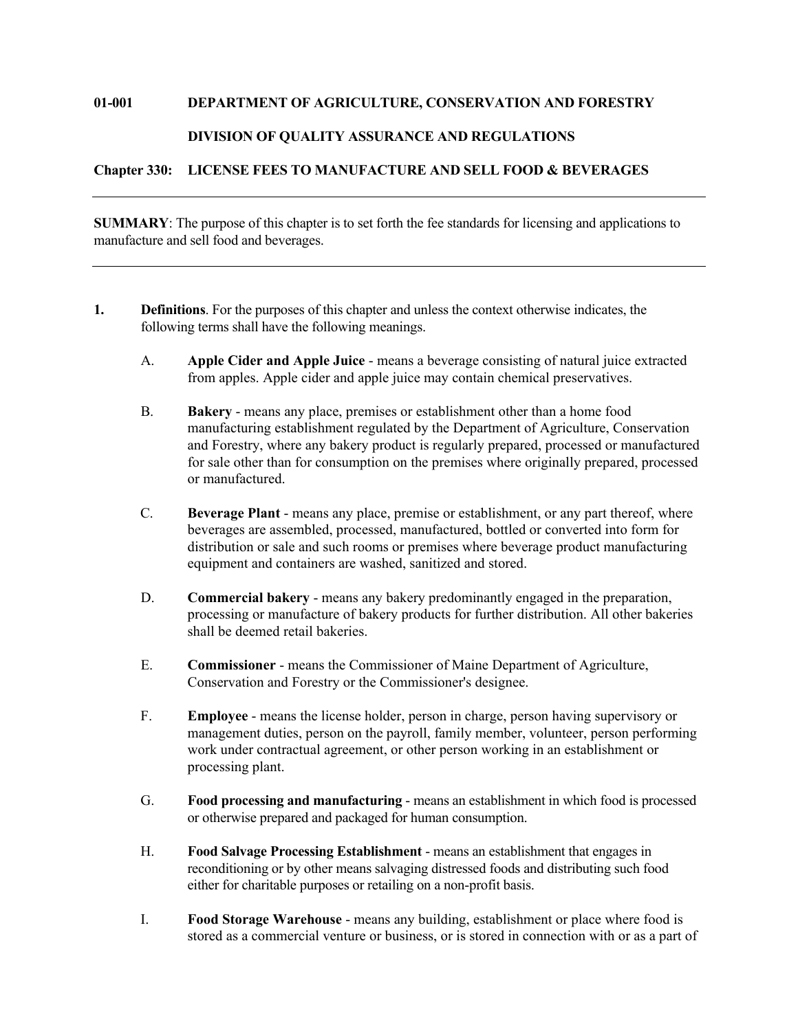**01-001 DEPARTMENT OF AGRICULTURE, CONSERVATION AND FORESTRY**

**DIVISION OF QUALITY ASSURANCE AND REGULATIONS**

**Chapter 330: LICENSE FEES TO MANUFACTURE AND SELL FOOD & BEVERAGES**

---

**SUMMARY**: The purpose of this chapter is to set forth the fee standards for licensing and applications to manufacture and sell food and beverages.

---

**1. Definitions**. For the purposes of this chapter and unless the context otherwise indicates, the following terms shall have the following meanings.

A. **Apple Cider and Apple Juice** - means a beverage consisting of natural juice extracted from apples. Apple cider and apple juice may contain chemical preservatives.

B. **Bakery** - means any place, premises or establishment other than a home food manufacturing establishment regulated by the Department of Agriculture, Conservation and Forestry, where any bakery product is regularly prepared, processed or manufactured for sale other than for consumption on the premises where originally prepared, processed or manufactured.

C. **Beverage Plant** - means any place, premise or establishment, or any part thereof, where beverages are assembled, processed, manufactured, bottled or converted into form for distribution or sale and such rooms or premises where beverage product manufacturing equipment and containers are washed, sanitized and stored.

D. **Commercial bakery** - means any bakery predominantly engaged in the preparation, processing or manufacture of bakery products for further distribution. All other bakeries shall be deemed retail bakeries.

E. **Commissioner** - means the Commissioner of Maine Department of Agriculture, Conservation and Forestry or the Commissioner's designee.

F. **Employee** - means the license holder, person in charge, person having supervisory or management duties, person on the payroll, family member, volunteer, person performing work under contractual agreement, or other person working in an establishment or processing plant.

G. **Food processing and manufacturing** - means an establishment in which food is processed or otherwise prepared and packaged for human consumption.

H. **Food Salvage Processing Establishment** - means an establishment that engages in reconditioning or by other means salvaging distressed foods and distributing such food either for charitable purposes or retailing on a non-profit basis.

I. **Food Storage Warehouse** - means any building, establishment or place where food is stored as a commercial venture or business, or is stored in connection with or as a part of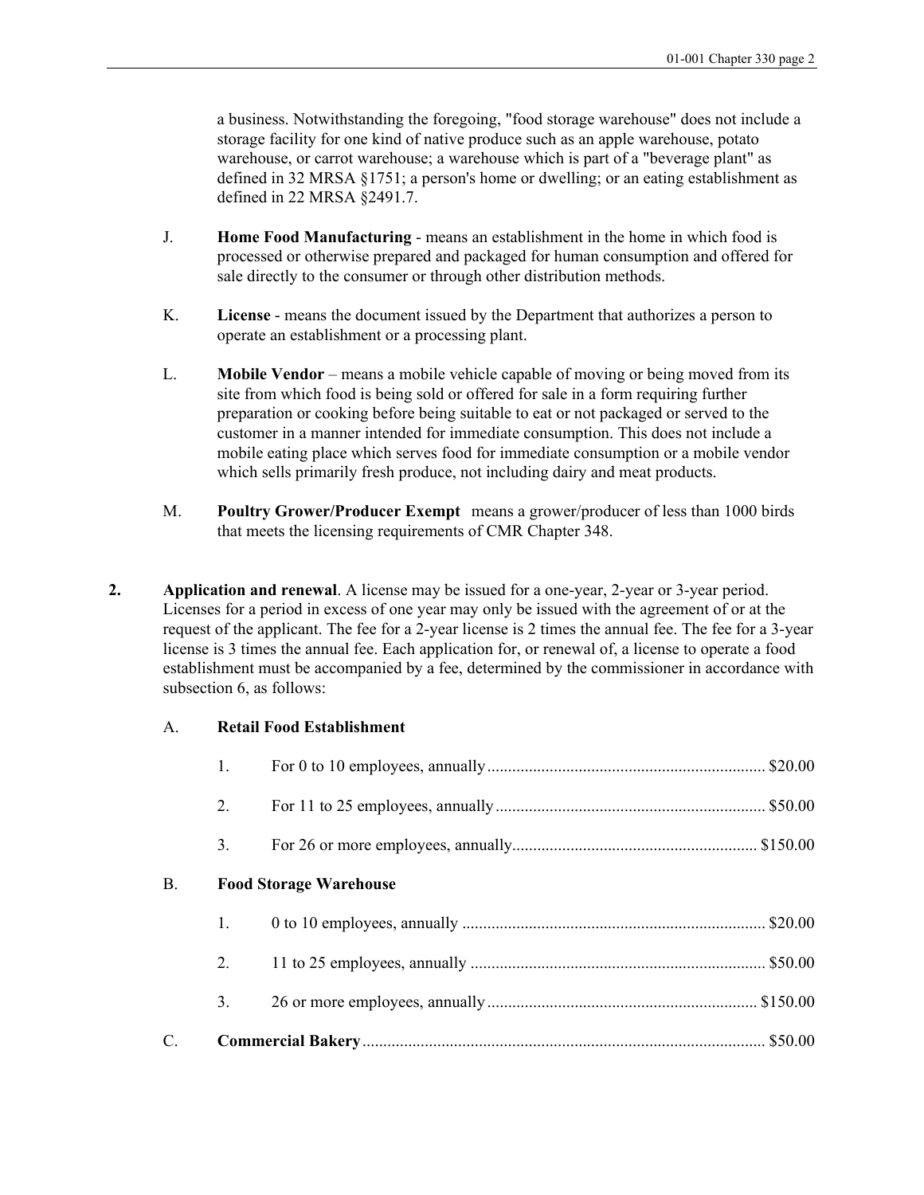a business. Notwithstanding the foregoing, "food storage warehouse" does not include a storage facility for one kind of native produce such as an apple warehouse, potato warehouse, or carrot warehouse; a warehouse which is part of a "beverage plant" as defined in 32 MRSA §1751; a person's home or dwelling; or an eating establishment as defined in 22 MRSA §2491.7.

J. **Home Food Manufacturing** - means an establishment in the home in which food is processed or otherwise prepared and packaged for human consumption and offered for sale directly to the consumer or through other distribution methods.

K. **License** - means the document issued by the Department that authorizes a person to operate an establishment or a processing plant.

L. **Mobile Vendor** – means a mobile vehicle capable of moving or being moved from its site from which food is being sold or offered for sale in a form requiring further preparation or cooking before being suitable to eat or not packaged or served to the customer in a manner intended for immediate consumption. This does not include a mobile eating place which serves food for immediate consumption or a mobile vendor which sells primarily fresh produce, not including dairy and meat products.

M. **Poultry Grower/Producer Exempt** means a grower/producer of less than 1000 birds that meets the licensing requirements of CMR Chapter 348.

**2. Application and renewal**. A license may be issued for a one-year, 2-year or 3-year period. Licenses for a period in excess of one year may only be issued with the agreement of or at the request of the applicant. The fee for a 2-year license is 2 times the annual fee. The fee for a 3-year license is 3 times the annual fee. Each application for, or renewal of, a license to operate a food establishment must be accompanied by a fee, determined by the commissioner in accordance with subsection 6, as follows:

A. **Retail Food Establishment**

1. For 0 to 10 employees, annually .................................................................. $20.00
2. For 11 to 25 employees, annually ................................................................ $50.00
3. For 26 or more employees, annually .......................................................... $150.00

B. **Food Storage Warehouse**

1. 0 to 10 employees, annually ........................................................................ $20.00
2. 11 to 25 employees, annually ...................................................................... $50.00
3. 26 or more employees, annually ................................................................ $150.00

C. **Commercial Bakery** ................................................................................................ $50.00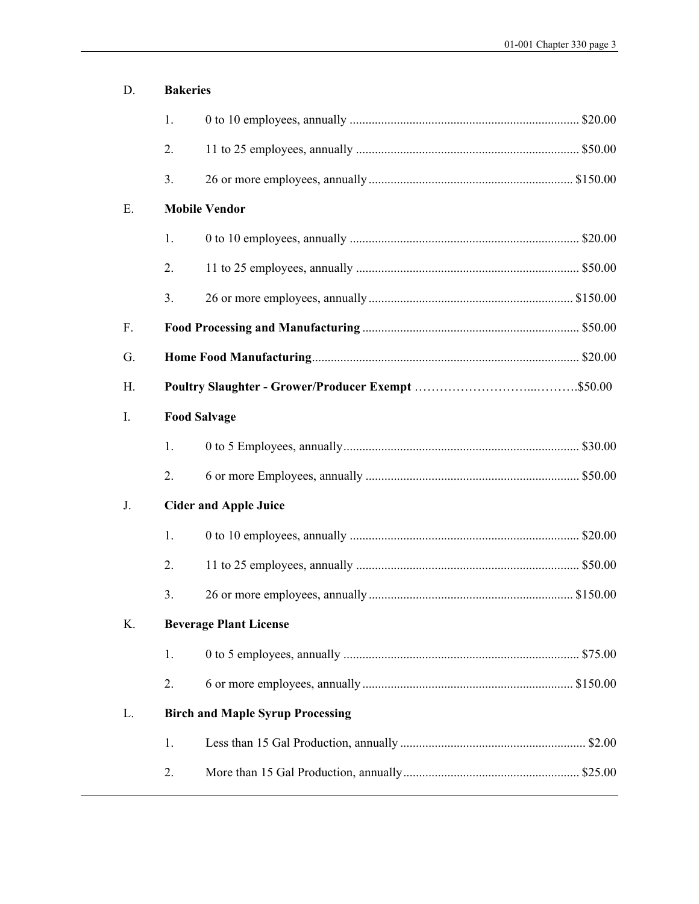D. **Bakeries**

1. 0 to 10 employees, annually .......................................................................... $20.00

2. 11 to 25 employees, annually ........................................................................ $50.00

3. 26 or more employees, annually ................................................................. $150.00

E. **Mobile Vendor**

1. 0 to 10 employees, annually .......................................................................... $20.00

2. 11 to 25 employees, annually ........................................................................ $50.00

3. 26 or more employees, annually ................................................................. $150.00

F. **Food Processing and Manufacturing** .................................................................... $50.00

G. **Home Food Manufacturing**.................................................................................... $20.00

H. **Poultry Slaughter - Grower/Producer Exempt** ……………………...……….$50.00

I. **Food Salvage**

1. 0 to 5 Employees, annually............................................................................ $30.00

2. 6 or more Employees, annually .................................................................... $50.00

J. **Cider and Apple Juice**

1. 0 to 10 employees, annually .......................................................................... $20.00

2. 11 to 25 employees, annually ........................................................................ $50.00

3. 26 or more employees, annually ................................................................. $150.00

K. **Beverage Plant License**

1. 0 to 5 employees, annually ............................................................................ $75.00

2. 6 or more employees, annually ................................................................... $150.00

L. **Birch and Maple Syrup Processing**

1. Less than 15 Gal Production, annually ........................................................... $2.00

2. More than 15 Gal Production, annually ........................................................ $25.00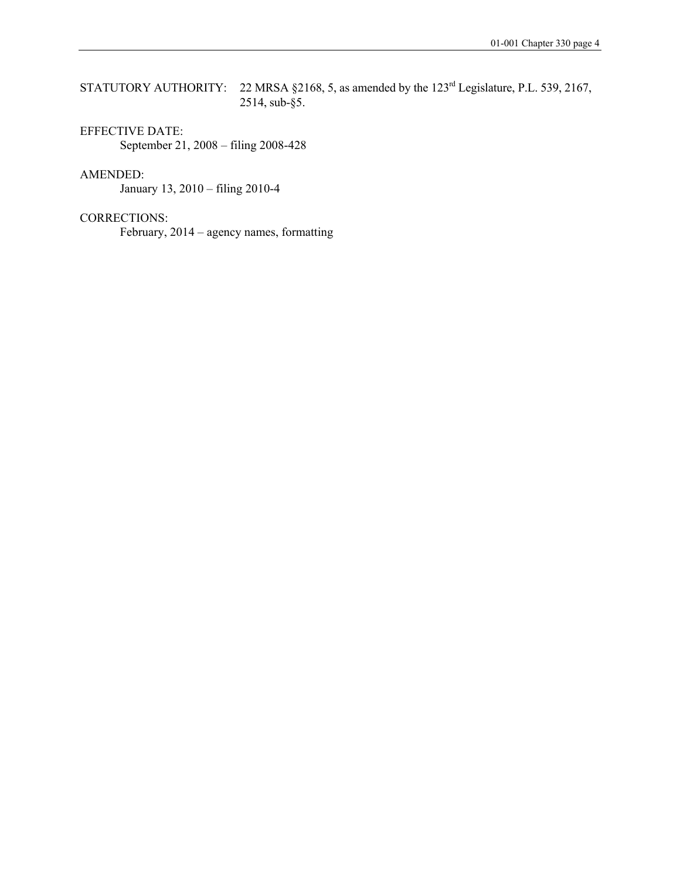STATUTORY AUTHORITY: 22 MRSA §2168, 5, as amended by the 123rd Legislature, P.L. 539, 2167, 2514, sub-§5.

EFFECTIVE DATE:
September 21, 2008 – filing 2008-428

AMENDED:
January 13, 2010 – filing 2010-4

CORRECTIONS:
February, 2014 – agency names, formatting